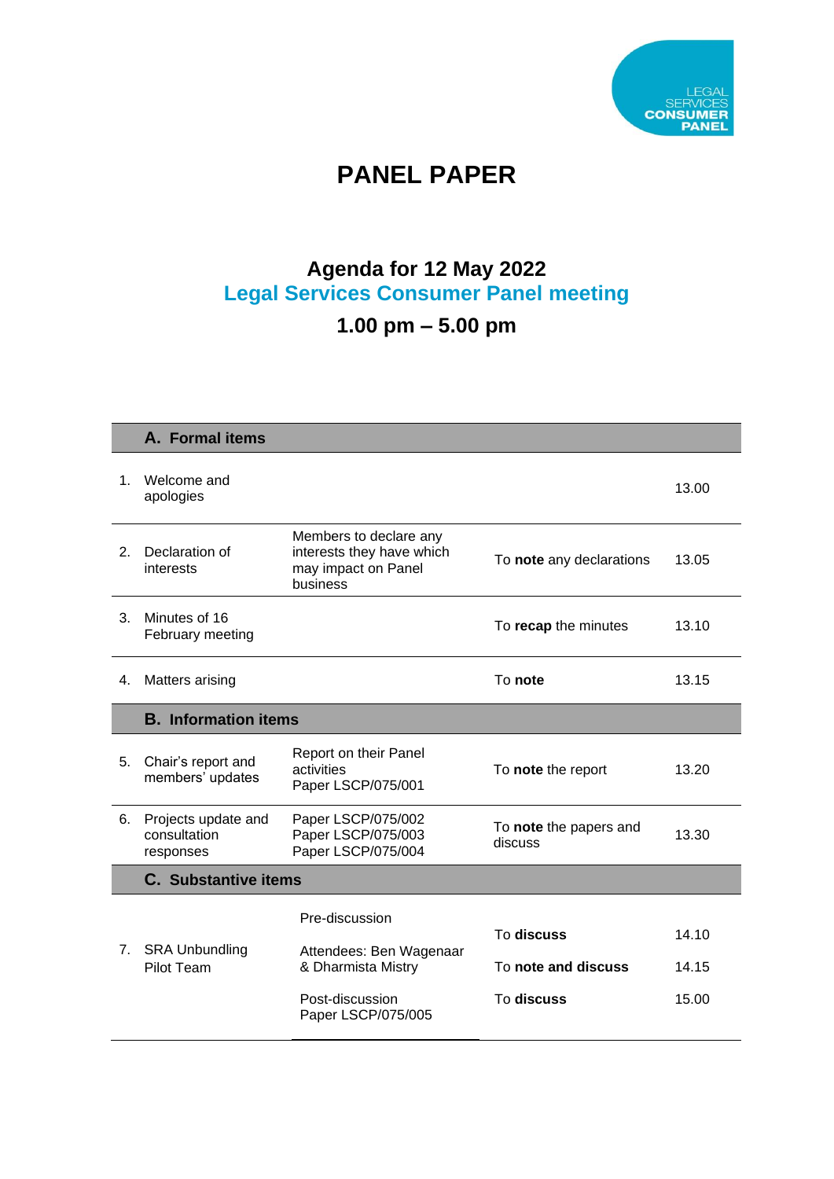LEGAL SERVICES **CONSUMER PANEL**

# PANEL PAPER

## Agenda for 12 May 2022
## Legal Services Consumer Panel meeting
## 1.00 pm – 5.00 pm

| | **A. Formal items** | | | |
|---|---|---|---|---|
| 1. | Welcome and apologies | | | 13.00 |
| 2. | Declaration of interests | Members to declare any interests they have which may impact on Panel business | To **note** any declarations | 13.05 |
| 3. | Minutes of 16 February meeting | | To **recap** the minutes | 13.10 |
| 4. | Matters arising | | To **note** | 13.15 |
| | **B. Information items** | | | |
| 5. | Chair's report and members' updates | Report on their Panel activities<br>Paper LSCP/075/001 | To **note** the report | 13.20 |
| 6. | Projects update and consultation responses | Paper LSCP/075/002<br>Paper LSCP/075/003<br>Paper LSCP/075/004 | To **note** the papers and discuss | 13.30 |
| | **C. Substantive items** | | | |
| 7. | SRA Unbundling Pilot Team | Pre-discussion | To **discuss** | 14.10 |
| | | Attendees: Ben Wagenaar & Dharmista Mistry | To **note and discuss** | 14.15 |
| | | Post-discussion<br>Paper LSCP/075/005 | To **discuss** | 15.00 |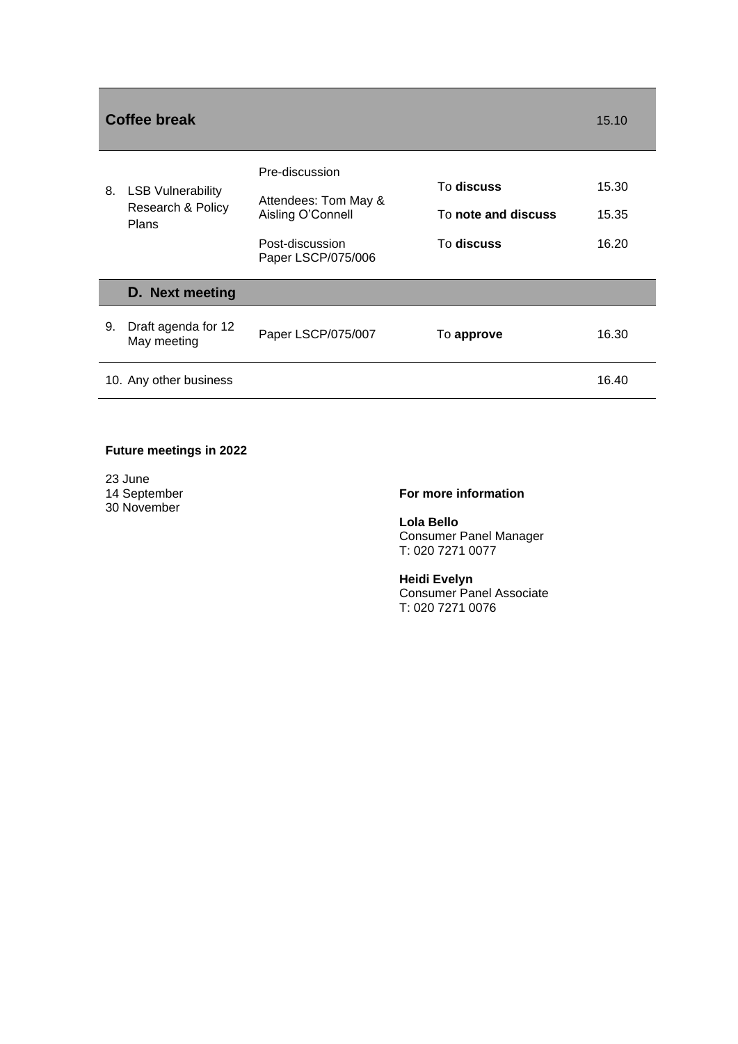| | | | | |
|---|---|---|---|---|
| **Coffee break** | | | | 15.10 |
| 8. | LSB Vulnerability Research & Policy Plans | Pre-discussion | To **discuss** | 15.30 |
| | | Attendees: Tom May & Aisling O'Connell | To **note and discuss** | 15.35 |
| | | Post-discussion Paper LSCP/075/006 | To **discuss** | 16.20 |
| | **D. Next meeting** | | | |
| 9. | Draft agenda for 12 May meeting | Paper LSCP/075/007 | To **approve** | 16.30 |
| 10. | Any other business | | | 16.40 |

**Future meetings in 2022**

23 June
14 September
30 November

**For more information**

**Lola Bello**
Consumer Panel Manager
T: 020 7271 0077

**Heidi Evelyn**
Consumer Panel Associate
T: 020 7271 0076